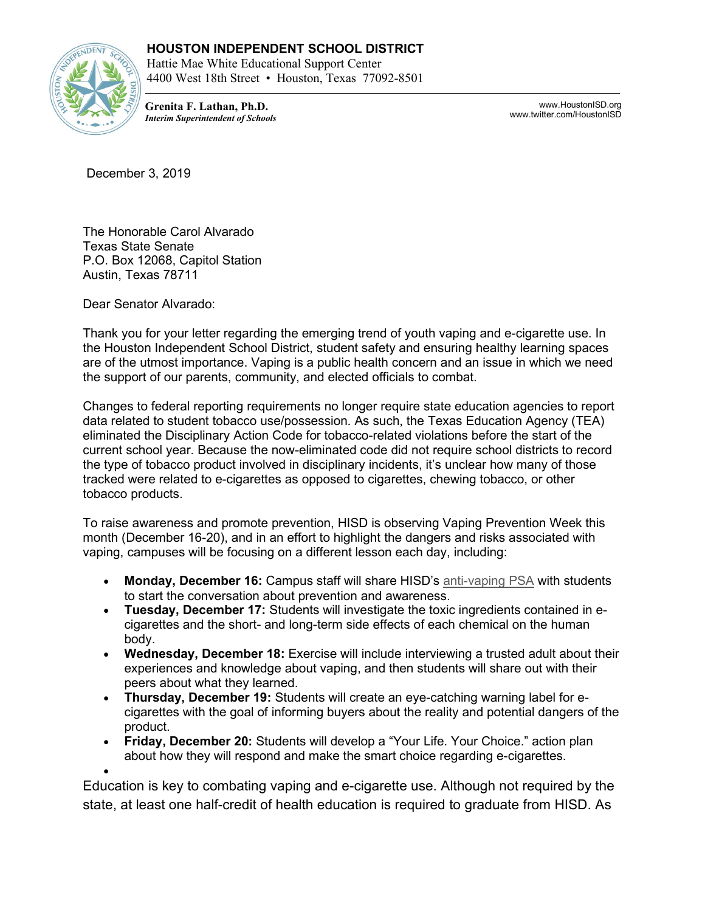**HOUSTON INDEPENDENT SCHOOL DISTRICT**
Hattie Mae White Educational Support Center
4400 West 18th Street • Houston, Texas 77092-8501

**Grenita F. Lathan, Ph.D.**
***Interim Superintendent of Schools***

www.HoustonISD.org
www.twitter.com/HoustonISD

December 3, 2019

The Honorable Carol Alvarado
Texas State Senate
P.O. Box 12068, Capitol Station
Austin, Texas 78711

Dear Senator Alvarado:

Thank you for your letter regarding the emerging trend of youth vaping and e-cigarette use. In the Houston Independent School District, student safety and ensuring healthy learning spaces are of the utmost importance. Vaping is a public health concern and an issue in which we need the support of our parents, community, and elected officials to combat.

Changes to federal reporting requirements no longer require state education agencies to report data related to student tobacco use/possession. As such, the Texas Education Agency (TEA) eliminated the Disciplinary Action Code for tobacco-related violations before the start of the current school year. Because the now-eliminated code did not require school districts to record the type of tobacco product involved in disciplinary incidents, it's unclear how many of those tracked were related to e-cigarettes as opposed to cigarettes, chewing tobacco, or other tobacco products.

To raise awareness and promote prevention, HISD is observing Vaping Prevention Week this month (December 16-20), and in an effort to highlight the dangers and risks associated with vaping, campuses will be focusing on a different lesson each day, including:

- **Monday, December 16:** Campus staff will share HISD's anti-vaping PSA with students to start the conversation about prevention and awareness.
- **Tuesday, December 17:** Students will investigate the toxic ingredients contained in e-cigarettes and the short- and long-term side effects of each chemical on the human body.
- **Wednesday, December 18:** Exercise will include interviewing a trusted adult about their experiences and knowledge about vaping, and then students will share out with their peers about what they learned.
- **Thursday, December 19:** Students will create an eye-catching warning label for e-cigarettes with the goal of informing buyers about the reality and potential dangers of the product.
- **Friday, December 20:** Students will develop a "Your Life. Your Choice." action plan about how they will respond and make the smart choice regarding e-cigarettes.

Education is key to combating vaping and e-cigarette use. Although not required by the state, at least one half-credit of health education is required to graduate from HISD. As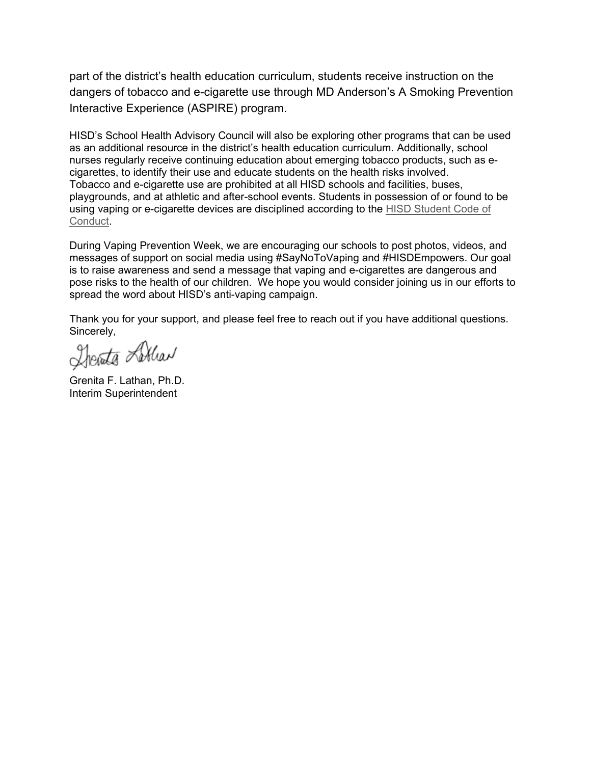part of the district's health education curriculum, students receive instruction on the dangers of tobacco and e-cigarette use through MD Anderson's A Smoking Prevention Interactive Experience (ASPIRE) program.

HISD's School Health Advisory Council will also be exploring other programs that can be used as an additional resource in the district's health education curriculum. Additionally, school nurses regularly receive continuing education about emerging tobacco products, such as e-cigarettes, to identify their use and educate students on the health risks involved.
Tobacco and e-cigarette use are prohibited at all HISD schools and facilities, buses, playgrounds, and at athletic and after-school events. Students in possession of or found to be using vaping or e-cigarette devices are disciplined according to the HISD Student Code of Conduct.

During Vaping Prevention Week, we are encouraging our schools to post photos, videos, and messages of support on social media using #SayNoToVaping and #HISDEmpowers. Our goal is to raise awareness and send a message that vaping and e-cigarettes are dangerous and pose risks to the health of our children. We hope you would consider joining us in our efforts to spread the word about HISD's anti-vaping campaign.

Thank you for your support, and please feel free to reach out if you have additional questions.
Sincerely,

Grenita F. Lathan, Ph.D.
Interim Superintendent